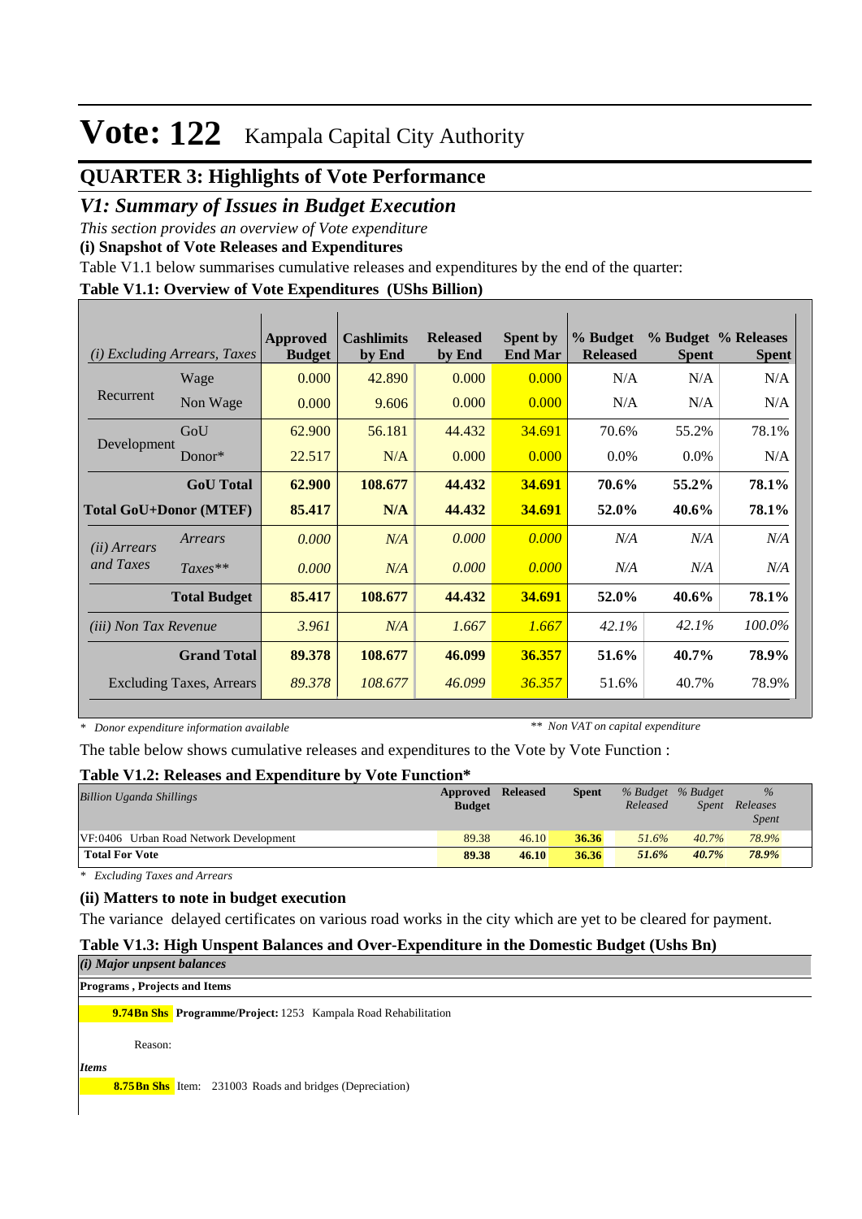# Vote: 122 Kampala Capital City Authority

## QUARTER 3: Highlights of Vote Performance

### *V1: Summary of Issues in Budget Execution*

*This section provides an overview of Vote expenditure*

**(i) Snapshot of Vote Releases and Expenditures**

Table V1.1 below summarises cumulative releases and expenditures by the end of the quarter:

**Table V1.1: Overview of Vote Expenditures (UShs Billion)**

| *(i) Excluding Arrears, Taxes* | | Approved Budget | Cashlimits by End | Released by End | Spent by End Mar | % Budget Released | % Budget Spent | % Releases Spent |
|---|---|---|---|---|---|---|---|---|
| Recurrent | Wage | 0.000 | 42.890 | 0.000 | 0.000 | N/A | N/A | N/A |
| | Non Wage | 0.000 | 9.606 | 0.000 | 0.000 | N/A | N/A | N/A |
| Development | GoU | 62.900 | 56.181 | 44.432 | 34.691 | 70.6% | 55.2% | 78.1% |
| | Donor* | 22.517 | N/A | 0.000 | 0.000 | 0.0% | 0.0% | N/A |
| | **GoU Total** | **62.900** | **108.677** | **44.432** | **34.691** | **70.6%** | **55.2%** | **78.1%** |
| **Total GoU+Donor (MTEF)** | | **85.417** | **N/A** | **44.432** | **34.691** | **52.0%** | **40.6%** | **78.1%** |
| *(ii) Arrears and Taxes* | *Arrears* | *0.000* | *N/A* | *0.000* | *0.000* | *N/A* | *N/A* | *N/A* |
| | *Taxes*** | *0.000* | *N/A* | *0.000* | *0.000* | *N/A* | *N/A* | *N/A* |
| | **Total Budget** | **85.417** | **108.677** | **44.432** | **34.691** | **52.0%** | **40.6%** | **78.1%** |
| *(iii) Non Tax Revenue* | | *3.961* | *N/A* | *1.667* | *1.667* | *42.1%* | *42.1%* | *100.0%* |
| | **Grand Total** | **89.378** | **108.677** | **46.099** | **36.357** | **51.6%** | **40.7%** | **78.9%** |
| | Excluding Taxes, Arrears | *89.378* | *108.677* | *46.099* | *36.357* | 51.6% | 40.7% | 78.9% |

*\* Donor expenditure information available* *\*\* Non VAT on capital expenditure*

The table below shows cumulative releases and expenditures to the Vote by Vote Function :

**Table V1.2: Releases and Expenditure by Vote Function***

| *Billion Uganda Shillings* | Approved Budget | Released | Spent | *% Budget Released* | *% Budget Spent* | *% Releases Spent* |
|---|---|---|---|---|---|---|
| VF:0406 Urban Road Network Development | 89.38 | 46.10 | 36.36 | 51.6% | 40.7% | 78.9% |
| **Total For Vote** | **89.38** | **46.10** | **36.36** | **51.6%** | **40.7%** | **78.9%** |

*\* Excluding Taxes and Arrears*

**(ii) Matters to note in budget execution**

The variance delayed certificates on various road works in the city which are yet to be cleared for payment.

**Table V1.3: High Unspent Balances and Over-Expenditure in the Domestic Budget (Ushs Bn)**

***(i) Major unpsent balances***

**Programs , Projects and Items**

**9.74Bn Shs** **Programme/Project:** 1253 Kampala Road Rehabilitation

Reason:

***Items***

**8.75Bn Shs** Item: 231003 Roads and bridges (Depreciation)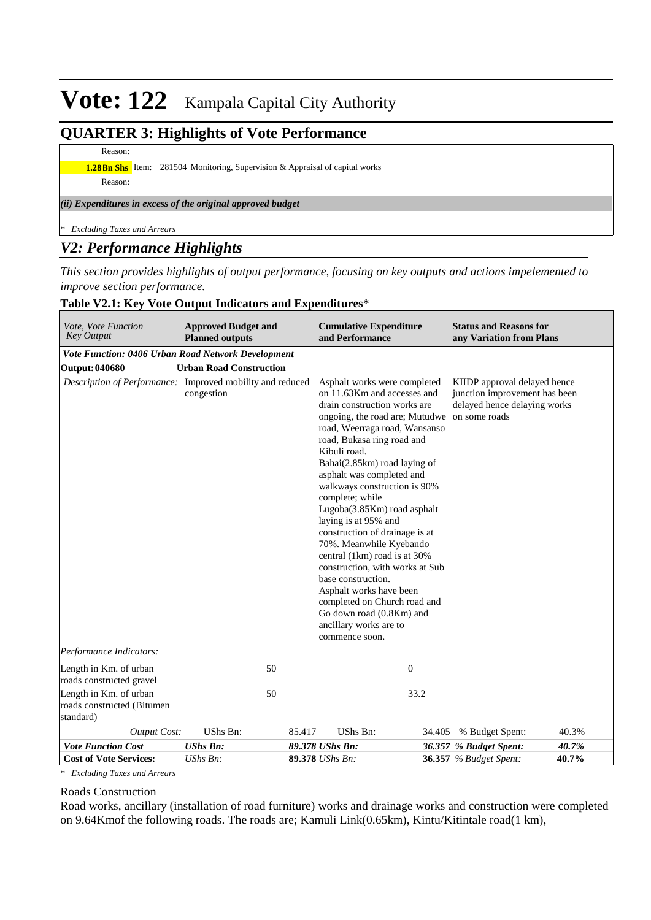# Vote: 122 Kampala Capital City Authority

## QUARTER 3: Highlights of Vote Performance

Reason:

**1.28Bn Shs** Item: 281504 Monitoring, Supervision & Appraisal of capital works

Reason:

*(ii) Expenditures in excess of the original approved budget*

*\* Excluding Taxes and Arrears*

## *V2: Performance Highlights*

*This section provides highlights of output performance, focusing on key outputs and actions impelemented to improve section performance.*

**Table V2.1: Key Vote Output Indicators and Expenditures\***

| *Vote, Vote Function Key Output* | **Approved Budget and Planned outputs** | | **Cumulative Expenditure and Performance** | | **Status and Reasons for any Variation from Plans** | |
|---|---|---|---|---|---|---|
| ***Vote Function: 0406 Urban Road Network Development*** | | | | | | |
| **Output: 040680** | **Urban Road Construction** | | | | | |
| *Description of Performance:* | Improved mobility and reduced congestion | | Asphalt works were completed on 11.63Km and accesses and drain construction works are ongoing, the road are; Mutudwe road, Weerraga road, Wansanso road, Bukasa ring road and Kibuli road. Bahai(2.85km) road laying of asphalt was completed and walkways construction is 90% complete; while Lugoba(3.85Km) road asphalt laying is at 95% and construction of drainage is at 70%. Meanwhile Kyebando central (1km) road is at 30% construction, with works at Sub base construction. Asphalt works have been completed on Church road and Go down road (0.8Km) and ancillary works are to commence soon. | | KIIDP approval delayed hence junction improvement has been delayed hence delaying works on some roads | |
| *Performance Indicators:* | | | | | | |
| Length in Km. of urban roads constructed gravel | | 50 | | 0 | | |
| Length in Km. of urban roads constructed (Bitumen standard) | | 50 | | 33.2 | | |
| *Output Cost:* | UShs Bn: | 85.417 | UShs Bn: | 34.405 | % Budget Spent: | 40.3% |
| ***Vote Function Cost*** | ***UShs Bn:*** | ***89.378*** | ***UShs Bn:*** | ***36.357*** | ***% Budget Spent:*** | ***40.7%*** |
| **Cost of Vote Services:** | *UShs Bn:* | **89.378** | *UShs Bn:* | **36.357** | *% Budget Spent:* | **40.7%** |

*\* Excluding Taxes and Arrears*

Roads Construction

Road works, ancillary (installation of road furniture) works and drainage works and construction were completed on 9.64Kmof the following roads. The roads are; Kamuli Link(0.65km), Kintu/Kitintale road(1 km),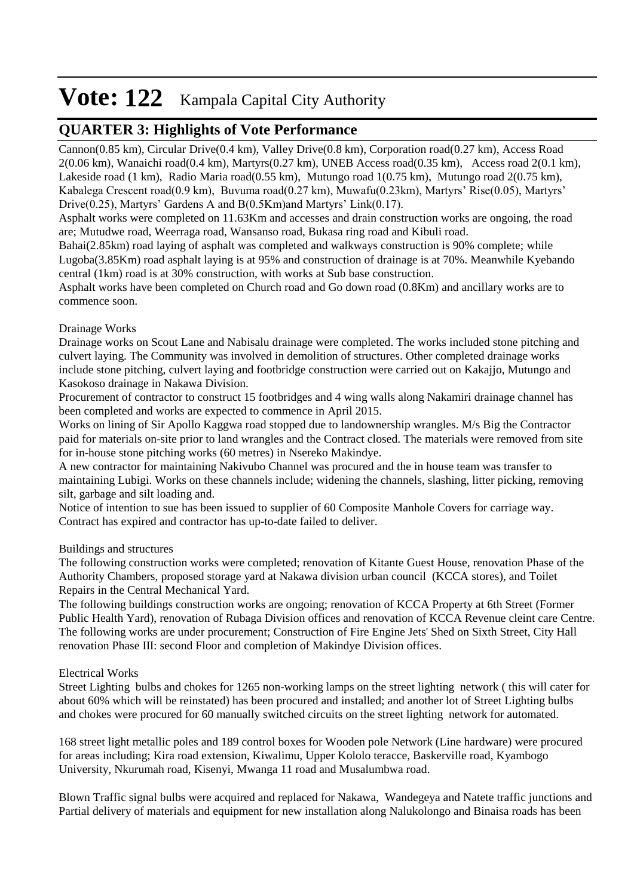Cannon(0.85 km), Circular Drive(0.4 km), Valley Drive(0.8 km), Corporation road(0.27 km), Access Road 2(0.06 km), Wanaichi road(0.4 km), Martyrs(0.27 km), UNEB Access road(0.35 km), Access road 2(0.1 km), Lakeside road (1 km), Radio Maria road(0.55 km), Mutungo road 1(0.75 km), Mutungo road 2(0.75 km), Kabalega Crescent road(0.9 km), Buvuma road(0.27 km), Muwafu(0.23km), Martyrs' Rise(0.05), Martyrs' Drive(0.25), Martyrs' Gardens A and B(0.5Km)and Martyrs' Link(0.17).

Asphalt works were completed on 11.63Km and accesses and drain construction works are ongoing, the road are; Mutudwe road, Weerraga road, Wansanso road, Bukasa ring road and Kibuli road.

Bahai(2.85km) road laying of asphalt was completed and walkways construction is 90% complete; while Lugoba(3.85Km) road asphalt laying is at 95% and construction of drainage is at 70%. Meanwhile Kyebando central (1km) road is at 30% construction, with works at Sub base construction.

Asphalt works have been completed on Church road and Go down road (0.8Km) and ancillary works are to commence soon.

Drainage Works

Drainage works on Scout Lane and Nabisalu drainage were completed. The works included stone pitching and culvert laying. The Community was involved in demolition of structures. Other completed drainage works include stone pitching, culvert laying and footbridge construction were carried out on Kakajjo, Mutungo and Kasokoso drainage in Nakawa Division.

Procurement of contractor to construct 15 footbridges and 4 wing walls along Nakamiri drainage channel has been completed and works are expected to commence in April 2015.

Works on lining of Sir Apollo Kaggwa road stopped due to landownership wrangles. M/s Big the Contractor paid for materials on-site prior to land wrangles and the Contract closed. The materials were removed from site for in-house stone pitching works (60 metres) in Nsereko Makindye.

A new contractor for maintaining Nakivubo Channel was procured and the in house team was transfer to maintaining Lubigi. Works on these channels include; widening the channels, slashing, litter picking, removing silt, garbage and silt loading and.

Notice of intention to sue has been issued to supplier of 60 Composite Manhole Covers for carriage way. Contract has expired and contractor has up-to-date failed to deliver.

Buildings and structures

The following construction works were completed; renovation of Kitante Guest House, renovation Phase of the Authority Chambers, proposed storage yard at Nakawa division urban council (KCCA stores), and Toilet Repairs in the Central Mechanical Yard.

The following buildings construction works are ongoing; renovation of KCCA Property at 6th Street (Former Public Health Yard), renovation of Rubaga Division offices and renovation of KCCA Revenue cleint care Centre. The following works are under procurement; Construction of Fire Engine Jets' Shed on Sixth Street, City Hall renovation Phase III: second Floor and completion of Makindye Division offices.

Electrical Works

Street Lighting bulbs and chokes for 1265 non-working lamps on the street lighting network ( this will cater for about 60% which will be reinstated) has been procured and installed; and another lot of Street Lighting bulbs and chokes were procured for 60 manually switched circuits on the street lighting network for automated.

168 street light metallic poles and 189 control boxes for Wooden pole Network (Line hardware) were procured for areas including; Kira road extension, Kiwalimu, Upper Kololo teracce, Baskerville road, Kyambogo University, Nkurumah road, Kisenyi, Mwanga 11 road and Musalumbwa road.

Blown Traffic signal bulbs were acquired and replaced for Nakawa, Wandegeya and Natete traffic junctions and Partial delivery of materials and equipment for new installation along Nalukolongo and Binaisa roads has been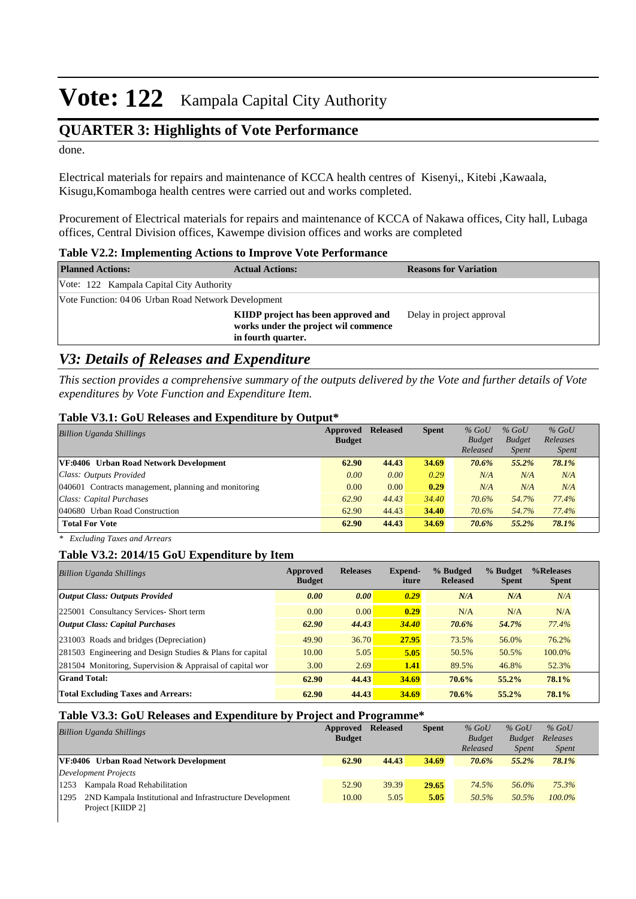# Vote: 122 Kampala Capital City Authority

## QUARTER 3: Highlights of Vote Performance

done.

Electrical materials for repairs and maintenance of KCCA health centres of Kisenyi,, Kitebi ,Kawaala, Kisugu,Komamboga health centres were carried out and works completed.

Procurement of Electrical materials for repairs and maintenance of KCCA of Nakawa offices, City hall, Lubaga offices, Central Division offices, Kawempe division offices and works are completed

**Table V2.2: Implementing Actions to Improve Vote Performance**

| Planned Actions: | Actual Actions: | Reasons for Variation |
|---|---|---|
| Vote: 122 Kampala Capital City Authority | | |
| Vote Function: 04 06 Urban Road Network Development | | |
| | **KIIDP project has been approved and works under the project wil commence in fourth quarter.** | Delay in project approval |

## *V3: Details of Releases and Expenditure*

*This section provides a comprehensive summary of the outputs delivered by the Vote and further details of Vote expenditures by Vote Function and Expenditure Item.*

**Table V3.1: GoU Releases and Expenditure by Output***

| *Billion Uganda Shillings* | Approved Budget | Released | Spent | *% GoU Budget Released* | *% GoU Budget Spent* | *% GoU Releases Spent* |
|---|---|---|---|---|---|---|
| **VF:0406 Urban Road Network Development** | **62.90** | **44.43** | **34.69** | ***70.6%*** | ***55.2%*** | ***78.1%*** |
| *Class: Outputs Provided* | *0.00* | *0.00* | *0.29* | *N/A* | *N/A* | *N/A* |
| 040601 Contracts management, planning and monitoring | 0.00 | 0.00 | **0.29** | *N/A* | *N/A* | *N/A* |
| *Class: Capital Purchases* | *62.90* | *44.43* | *34.40* | *70.6%* | *54.7%* | *77.4%* |
| 040680 Urban Road Construction | 62.90 | 44.43 | **34.40** | *70.6%* | *54.7%* | *77.4%* |
| **Total For Vote** | **62.90** | **44.43** | **34.69** | ***70.6%*** | ***55.2%*** | ***78.1%*** |

*\* Excluding Taxes and Arrears*

**Table V3.2: 2014/15 GoU Expenditure by Item**

| *Billion Uganda Shillings* | Approved Budget | Releases | Expend-iture | % Budged Released | % Budget Spent | %Releases Spent |
|---|---|---|---|---|---|---|
| ***Output Class: Outputs Provided*** | ***0.00*** | ***0.00*** | ***0.29*** | ***N/A*** | ***N/A*** | *N/A* |
| 225001 Consultancy Services- Short term | 0.00 | 0.00 | **0.29** | N/A | N/A | N/A |
| ***Output Class: Capital Purchases*** | ***62.90*** | ***44.43*** | ***34.40*** | ***70.6%*** | ***54.7%*** | *77.4%* |
| 231003 Roads and bridges (Depreciation) | 49.90 | 36.70 | **27.95** | 73.5% | 56.0% | 76.2% |
| 281503 Engineering and Design Studies & Plans for capital | 10.00 | 5.05 | **5.05** | 50.5% | 50.5% | 100.0% |
| 281504 Monitoring, Supervision & Appraisal of capital wor | 3.00 | 2.69 | **1.41** | 89.5% | 46.8% | 52.3% |
| **Grand Total:** | **62.90** | **44.43** | **34.69** | **70.6%** | **55.2%** | **78.1%** |
| **Total Excluding Taxes and Arrears:** | **62.90** | **44.43** | **34.69** | **70.6%** | **55.2%** | **78.1%** |

**Table V3.3: GoU Releases and Expenditure by Project and Programme***

| *Billion Uganda Shillings* | Approved Budget | Released | Spent | *% GoU Budget Released* | *% GoU Budget Spent* | *% GoU Releases Spent* |
|---|---|---|---|---|---|---|
| **VF:0406 Urban Road Network Development** | **62.90** | **44.43** | **34.69** | ***70.6%*** | ***55.2%*** | ***78.1%*** |
| *Development Projects* | | | | | | |
| 1253 Kampala Road Rehabilitation | 52.90 | 39.39 | **29.65** | *74.5%* | *56.0%* | *75.3%* |
| 1295 2ND Kampala Institutional and Infrastructure Development Project [KIIDP 2] | 10.00 | 5.05 | **5.05** | *50.5%* | *50.5%* | *100.0%* |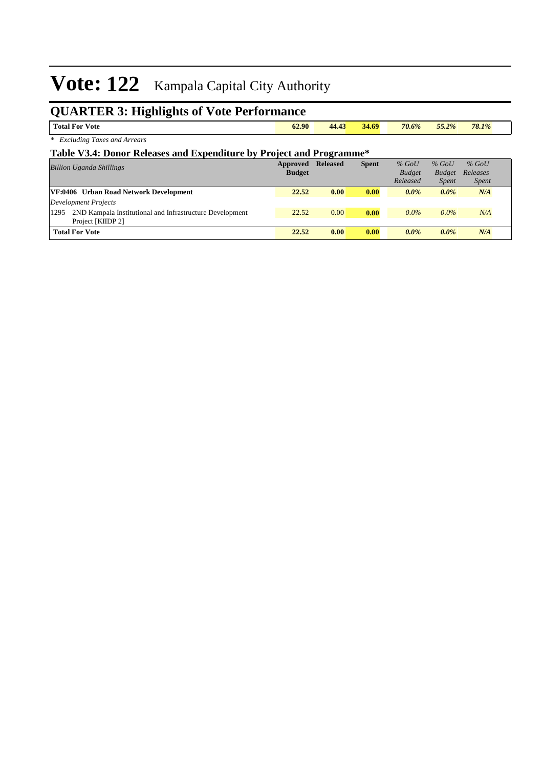# Vote: 122 Kampala Capital City Authority

## QUARTER 3: Highlights of Vote Performance

| | | | | | | |
|---|---|---|---|---|---|---|
| **Total For Vote** | **62.90** | **44.43** | **34.69** | ***70.6%*** | ***55.2%*** | ***78.1%*** |

*\* Excluding Taxes and Arrears*

### Table V3.4: Donor Releases and Expenditure by Project and Programme*

| *Billion Uganda Shillings* | **Approved Budget** | **Released** | **Spent** | *% GoU Budget Released* | *% GoU Budget Spent* | *% GoU Releases Spent* |
|---|---|---|---|---|---|---|
| **VF:0406 Urban Road Network Development** | **22.52** | **0.00** | **0.00** | ***0.0%*** | ***0.0%*** | ***N/A*** |
| *Development Projects* | | | | | | |
| 1295 2ND Kampala Institutional and Infrastructure Development Project [KIIDP 2] | 22.52 | 0.00 | **0.00** | *0.0%* | *0.0%* | *N/A* |
| **Total For Vote** | **22.52** | **0.00** | **0.00** | ***0.0%*** | ***0.0%*** | ***N/A*** |